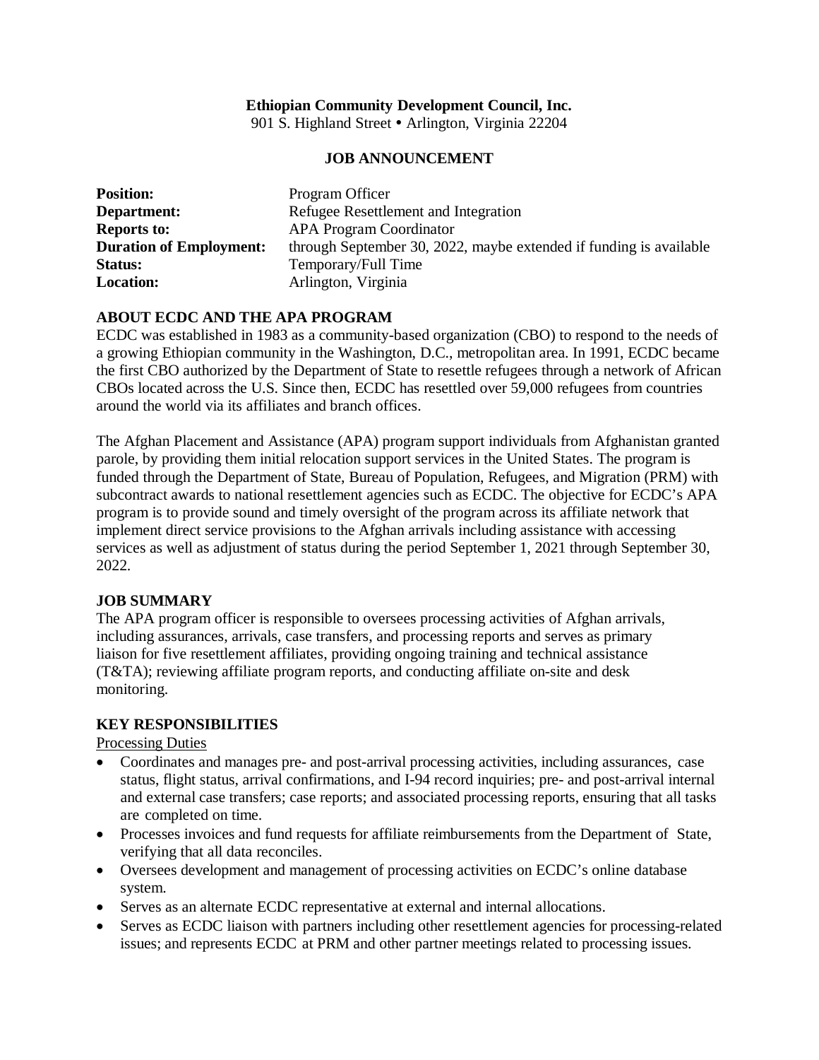**Ethiopian Community Development Council, Inc.**
901 S. Highland Street • Arlington, Virginia 22204

**JOB ANNOUNCEMENT**

| | |
|---|---|
| **Position:** | Program Officer |
| **Department:** | Refugee Resettlement and Integration |
| **Reports to:** | APA Program Coordinator |
| **Duration of Employment:** | through September 30, 2022, maybe extended if funding is available |
| **Status:** | Temporary/Full Time |
| **Location:** | Arlington, Virginia |

## ABOUT ECDC AND THE APA PROGRAM

ECDC was established in 1983 as a community-based organization (CBO) to respond to the needs of a growing Ethiopian community in the Washington, D.C., metropolitan area. In 1991, ECDC became the first CBO authorized by the Department of State to resettle refugees through a network of African CBOs located across the U.S. Since then, ECDC has resettled over 59,000 refugees from countries around the world via its affiliates and branch offices.

The Afghan Placement and Assistance (APA) program support individuals from Afghanistan granted parole, by providing them initial relocation support services in the United States. The program is funded through the Department of State, Bureau of Population, Refugees, and Migration (PRM) with subcontract awards to national resettlement agencies such as ECDC. The objective for ECDC's APA program is to provide sound and timely oversight of the program across its affiliate network that implement direct service provisions to the Afghan arrivals including assistance with accessing services as well as adjustment of status during the period September 1, 2021 through September 30, 2022.

## JOB SUMMARY

The APA program officer is responsible to oversees processing activities of Afghan arrivals, including assurances, arrivals, case transfers, and processing reports and serves as primary liaison for five resettlement affiliates, providing ongoing training and technical assistance (T&TA); reviewing affiliate program reports, and conducting affiliate on-site and desk monitoring.

## KEY RESPONSIBILITIES

Processing Duties

- Coordinates and manages pre- and post-arrival processing activities, including assurances, case status, flight status, arrival confirmations, and I-94 record inquiries; pre- and post-arrival internal and external case transfers; case reports; and associated processing reports, ensuring that all tasks are completed on time.
- Processes invoices and fund requests for affiliate reimbursements from the Department of State, verifying that all data reconciles.
- Oversees development and management of processing activities on ECDC's online database system.
- Serves as an alternate ECDC representative at external and internal allocations.
- Serves as ECDC liaison with partners including other resettlement agencies for processing-related issues; and represents ECDC at PRM and other partner meetings related to processing issues.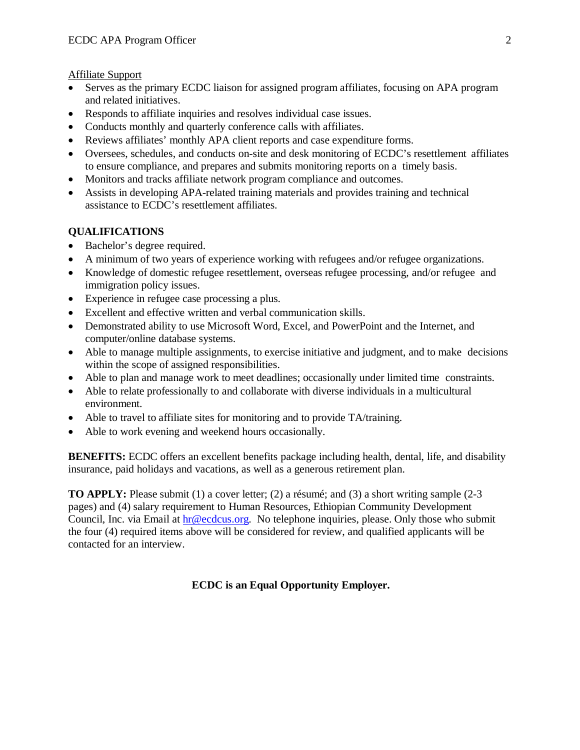Affiliate Support

- Serves as the primary ECDC liaison for assigned program affiliates, focusing on APA program and related initiatives.
- Responds to affiliate inquiries and resolves individual case issues.
- Conducts monthly and quarterly conference calls with affiliates.
- Reviews affiliates' monthly APA client reports and case expenditure forms.
- Oversees, schedules, and conducts on-site and desk monitoring of ECDC's resettlement affiliates to ensure compliance, and prepares and submits monitoring reports on a timely basis.
- Monitors and tracks affiliate network program compliance and outcomes.
- Assists in developing APA-related training materials and provides training and technical assistance to ECDC's resettlement affiliates.

**QUALIFICATIONS**

- Bachelor's degree required.
- A minimum of two years of experience working with refugees and/or refugee organizations.
- Knowledge of domestic refugee resettlement, overseas refugee processing, and/or refugee and immigration policy issues.
- Experience in refugee case processing a plus.
- Excellent and effective written and verbal communication skills.
- Demonstrated ability to use Microsoft Word, Excel, and PowerPoint and the Internet, and computer/online database systems.
- Able to manage multiple assignments, to exercise initiative and judgment, and to make decisions within the scope of assigned responsibilities.
- Able to plan and manage work to meet deadlines; occasionally under limited time constraints.
- Able to relate professionally to and collaborate with diverse individuals in a multicultural environment.
- Able to travel to affiliate sites for monitoring and to provide TA/training.
- Able to work evening and weekend hours occasionally.

**BENEFITS:** ECDC offers an excellent benefits package including health, dental, life, and disability insurance, paid holidays and vacations, as well as a generous retirement plan.

**TO APPLY:** Please submit (1) a cover letter; (2) a résumé; and (3) a short writing sample (2-3 pages) and (4) salary requirement to Human Resources, Ethiopian Community Development Council, Inc. via Email at hr@ecdcus.org. No telephone inquiries, please. Only those who submit the four (4) required items above will be considered for review, and qualified applicants will be contacted for an interview.

**ECDC is an Equal Opportunity Employer.**